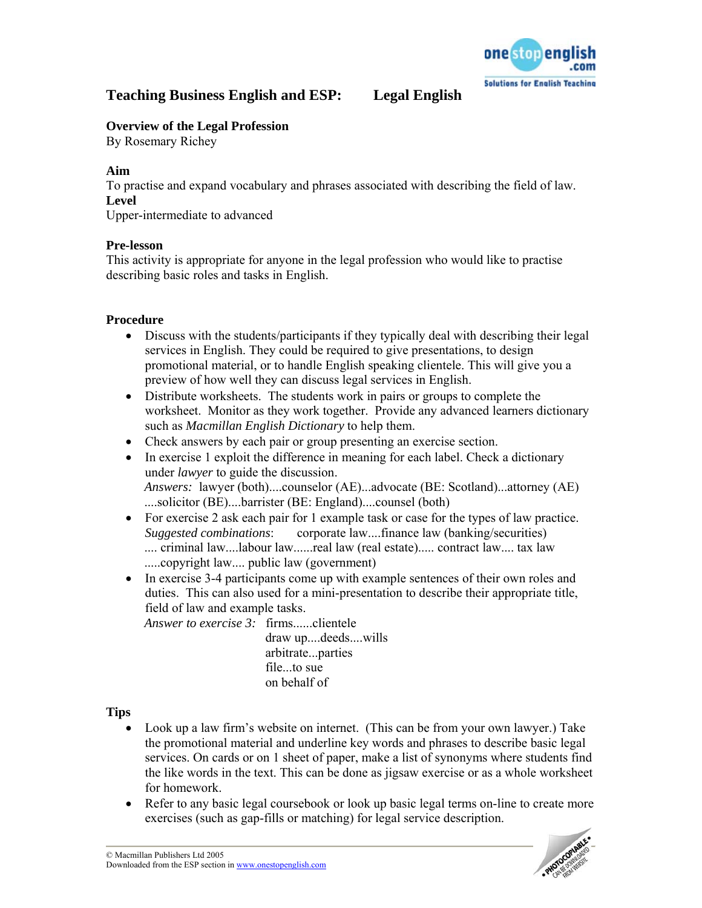# Teaching Business English and ESP: Legal English

## Overview of the Legal Profession

By Rosemary Richey

**Aim**

To practise and expand vocabulary and phrases associated with describing the field of law.

**Level**

Upper-intermediate to advanced

**Pre-lesson**

This activity is appropriate for anyone in the legal profession who would like to practise describing basic roles and tasks in English.

**Procedure**

- Discuss with the students/participants if they typically deal with describing their legal services in English. They could be required to give presentations, to design promotional material, or to handle English speaking clientele. This will give you a preview of how well they can discuss legal services in English.
- Distribute worksheets. The students work in pairs or groups to complete the worksheet. Monitor as they work together. Provide any advanced learners dictionary such as *Macmillan English Dictionary* to help them.
- Check answers by each pair or group presenting an exercise section.
- In exercise 1 exploit the difference in meaning for each label. Check a dictionary under *lawyer* to guide the discussion.
  *Answers:* lawyer (both)....counselor (AE)...advocate (BE: Scotland)...attorney (AE) ....solicitor (BE)....barrister (BE: England)....counsel (both)
- For exercise 2 ask each pair for 1 example task or case for the types of law practice.
  *Suggested combinations*: corporate law....finance law (banking/securities) .... criminal law....labour law......real law (real estate)..... contract law.... tax law .....copyright law.... public law (government)
- In exercise 3-4 participants come up with example sentences of their own roles and duties. This can also used for a mini-presentation to describe their appropriate title, field of law and example tasks.
  *Answer to exercise 3:* firms......clientele
  draw up....deeds....wills
  arbitrate...parties
  file...to sue
  on behalf of

**Tips**

- Look up a law firm's website on internet. (This can be from your own lawyer.) Take the promotional material and underline key words and phrases to describe basic legal services. On cards or on 1 sheet of paper, make a list of synonyms where students find the like words in the text. This can be done as jigsaw exercise or as a whole worksheet for homework.
- Refer to any basic legal coursebook or look up basic legal terms on-line to create more exercises (such as gap-fills or matching) for legal service description.

© Macmillan Publishers Ltd 2005
Downloaded from the ESP section in www.onestopenglish.com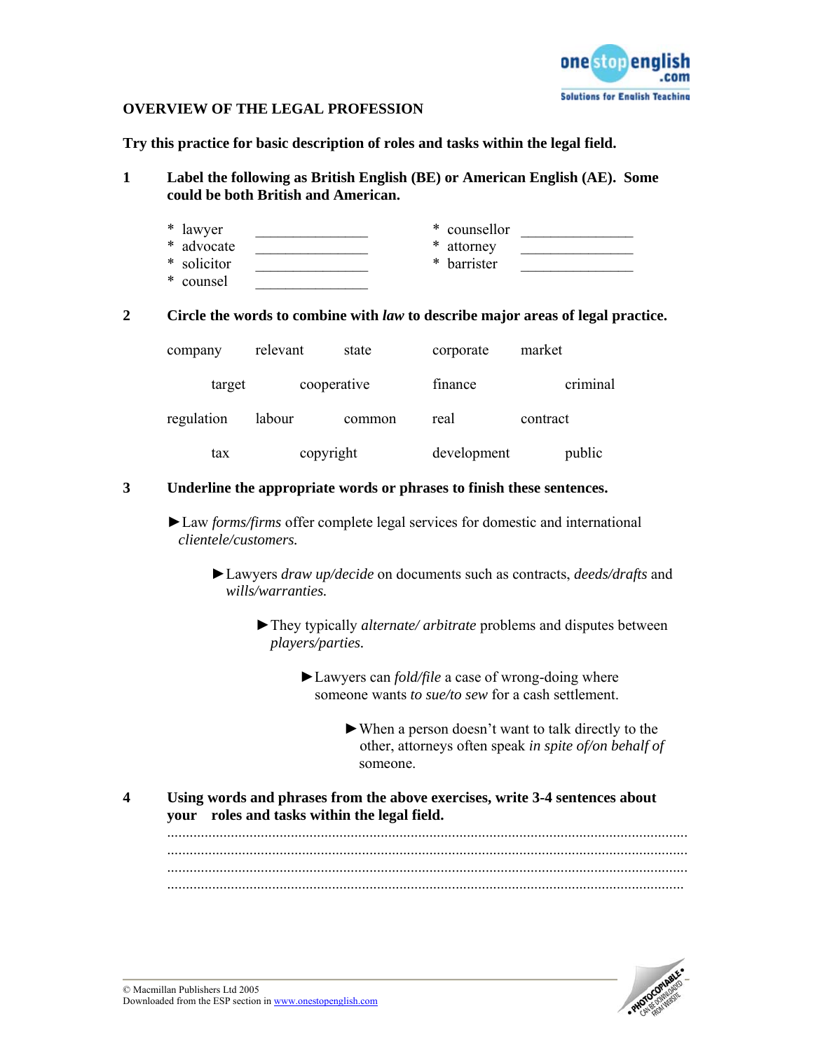## OVERVIEW OF THE LEGAL PROFESSION

**Try this practice for basic description of roles and tasks within the legal field.**

**1 Label the following as British English (BE) or American English (AE). Some could be both British and American.**

* lawyer _______________
* advocate _______________
* solicitor _______________
* counsel _______________
* counsellor _______________
* attorney _______________
* barrister _______________

**2 Circle the words to combine with *law* to describe major areas of legal practice.**

company relevant state corporate market

target cooperative finance criminal

regulation labour common real contract

tax copyright development public

**3 Underline the appropriate words or phrases to finish these sentences.**

►Law *forms/firms* offer complete legal services for domestic and international *clientele/customers.*

►Lawyers *draw up/decide* on documents such as contracts, *deeds/drafts* and *wills/warranties.*

►They typically *alternate/ arbitrate* problems and disputes between *players/parties.*

►Lawyers can *fold/file* a case of wrong-doing where someone wants *to sue/to sew* for a cash settlement.

►When a person doesn't want to talk directly to the other, attorneys often speak *in spite of/on behalf of* someone.

**4 Using words and phrases from the above exercises, write 3-4 sentences about your roles and tasks within the legal field.**

........................................................................................................................................

........................................................................................................................................

........................................................................................................................................

........................................................................................................................................

© Macmillan Publishers Ltd 2005
Downloaded from the ESP section in www.onestopenglish.com